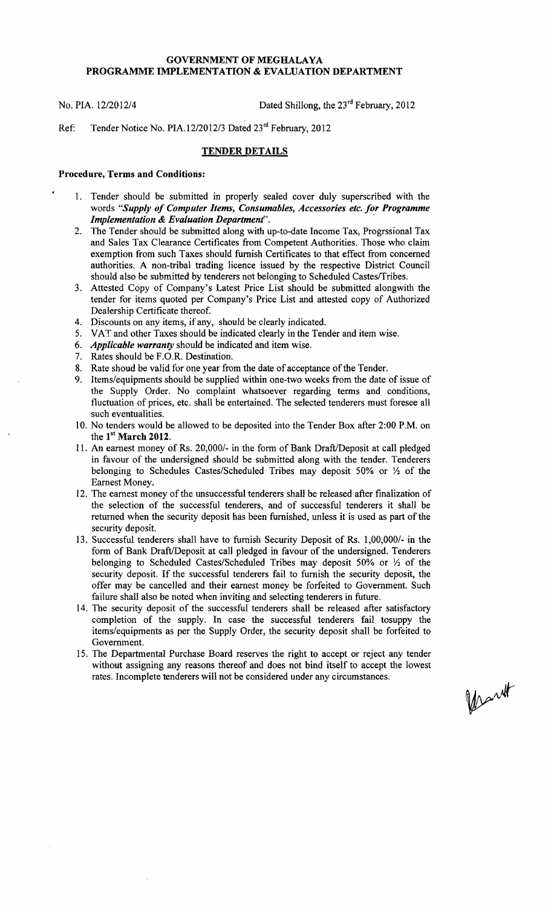**GOVERNMENT OF MEGHALAYA**
**PROGRAMME IMPLEMENTATION & EVALUATION DEPARTMENT**

No. PIA. 12/2012/4 Dated Shillong, the 23rd February, 2012

Ref: Tender Notice No. PIA.12/2012/3 Dated 23rd February, 2012

## TENDER DETAILS

**Procedure, Terms and Conditions:**

1. Tender should be submitted in properly sealed cover duly superscribed with the words "***Supply of Computer Items, Consumables, Accessories etc. for Programme Implementation & Evaluation Department***".
2. The Tender should be submitted along with up-to-date Income Tax, Progrssional Tax and Sales Tax Clearance Certificates from Competent Authorities. Those who claim exemption from such Taxes should furnish Certificates to that effect from concerned authorities. A non-tribal trading licence issued by the respective District Council should also be submitted by tenderers not belonging to Scheduled Castes/Tribes.
3. Attested Copy of Company's Latest Price List should be submitted alongwith the tender for items quoted per Company's Price List and attested copy of Authorized Dealership Certificate thereof.
4. Discounts on any items, if any, should be clearly indicated.
5. VAT and other Taxes should be indicated clearly in the Tender and item wise.
6. ***Applicable warranty*** should be indicated and item wise.
7. Rates should be F.O.R. Destination.
8. Rate shoud be valid for one year from the date of acceptance of the Tender.
9. Items/equipments should be supplied within one-two weeks from the date of issue of the Supply Order. No complaint whatsoever regarding terms and conditions, fluctuation of prices, etc. shall be entertained. The selected tenderers must foresee all such eventualities.
10. No tenders would be allowed to be deposited into the Tender Box after 2:00 P.M. on the **1st March 2012**.
11. An earnest money of Rs. 20,000/- in the form of Bank Draft/Deposit at call pledged in favour of the undersigned should be submitted along with the tender. Tenderers belonging to Schedules Castes/Scheduled Tribes may deposit 50% or ½ of the Earnest Money.
12. The earnest money of the unsuccessful tenderers shall be released after finalization of the selection of the successful tenderers, and of successful tenderers it shall be returned when the security deposit has been furnished, unless it is used as part of the security deposit.
13. Successful tenderers shall have to furnish Security Deposit of Rs. 1,00,000/- in the form of Bank Draft/Deposit at call pledged in favour of the undersigned. Tenderers belonging to Scheduled Castes/Scheduled Tribes may deposit 50% or ½ of the security deposit. If the successful tenderers fail to furnish the security deposit, the offer may be cancelled and their earnest money be forfeited to Government. Such failure shall also be noted when inviting and selecting tenderers in future.
14. The security deposit of the successful tenderers shall be released after satisfactory completion of the supply. In case the successful tenderers fail tosuppy the items/equipments as per the Supply Order, the security deposit shall be forfeited to Government.
15. The Departmental Purchase Board reserves the right to accept or reject any tender without assigning any reasons thereof and does not bind itself to accept the lowest rates. Incomplete tenderers will not be considered under any circumstances.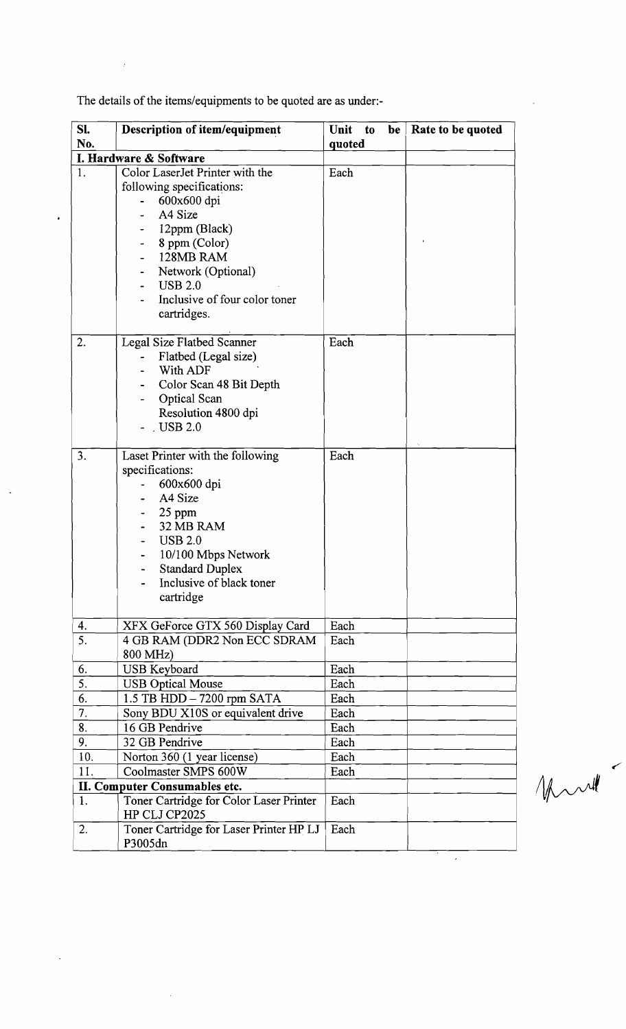The details of the items/equipments to be quoted are as under:-

| Sl. No. | Description of item/equipment | Unit to be quoted | Rate to be quoted |
|---|---|---|---|
| **I. Hardware & Software** | | | |
| 1. | Color LaserJet Printer with the following specifications:<br>- 600x600 dpi<br>- A4 Size<br>- 12ppm (Black)<br>- 8 ppm (Color)<br>- 128MB RAM<br>- Network (Optional)<br>- USB 2.0<br>- Inclusive of four color toner cartridges. | Each | |
| 2. | Legal Size Flatbed Scanner<br>- Flatbed (Legal size)<br>- With ADF<br>- Color Scan 48 Bit Depth<br>- Optical Scan Resolution 4800 dpi<br>- USB 2.0 | Each | |
| 3. | Laset Printer with the following specifications:<br>- 600x600 dpi<br>- A4 Size<br>- 25 ppm<br>- 32 MB RAM<br>- USB 2.0<br>- 10/100 Mbps Network<br>- Standard Duplex<br>- Inclusive of black toner cartridge | Each | |
| 4. | XFX GeForce GTX 560 Display Card | Each | |
| 5. | 4 GB RAM (DDR2 Non ECC SDRAM 800 MHz) | Each | |
| 6. | USB Keyboard | Each | |
| 5. | USB Optical Mouse | Each | |
| 6. | 1.5 TB HDD – 7200 rpm SATA | Each | |
| 7. | Sony BDU X10S or equivalent drive | Each | |
| 8. | 16 GB Pendrive | Each | |
| 9. | 32 GB Pendrive | Each | |
| 10. | Norton 360 (1 year license) | Each | |
| 11. | Coolmaster SMPS 600W | Each | |
| **II. Computer Consumables etc.** | | | |
| 1. | Toner Cartridge for Color Laser Printer HP CLJ CP2025 | Each | |
| 2. | Toner Cartridge for Laser Printer HP LJ P3005dn | Each | |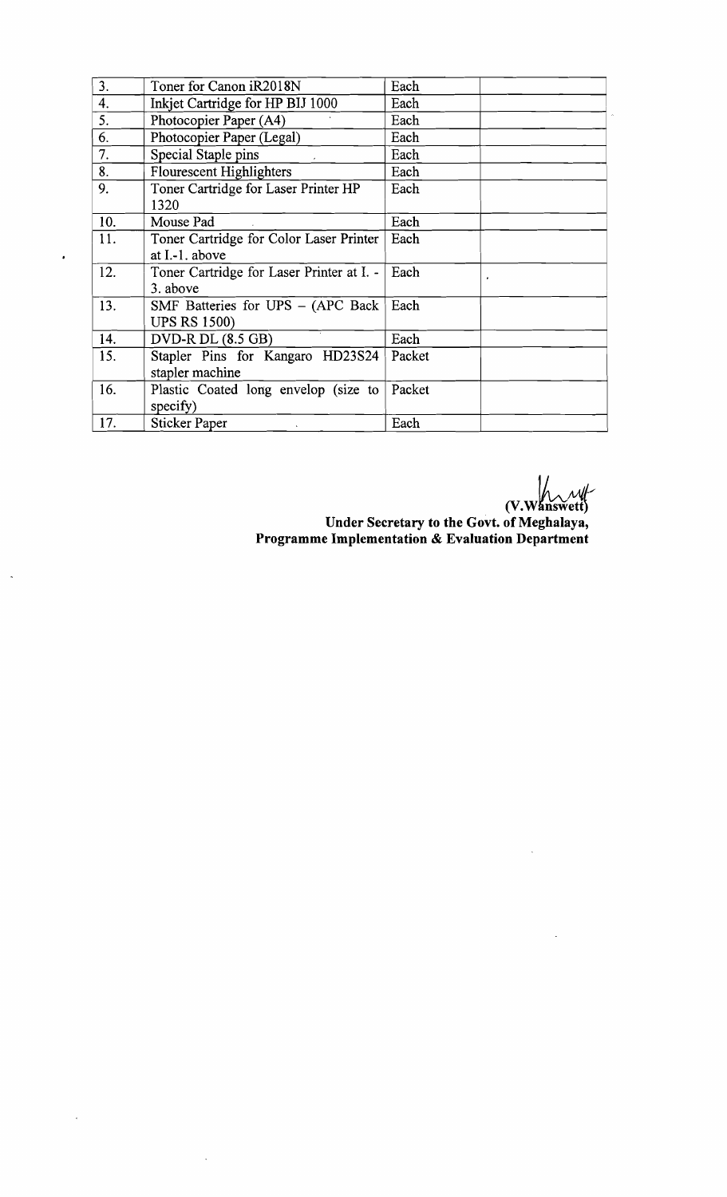| | | | |
|---|---|---|---|
| 3. | Toner for Canon iR2018N | Each | |
| 4. | Inkjet Cartridge for HP BIJ 1000 | Each | |
| 5. | Photocopier Paper (A4) | Each | |
| 6. | Photocopier Paper (Legal) | Each | |
| 7. | Special Staple pins | Each | |
| 8. | Flourescent Highlighters | Each | |
| 9. | Toner Cartridge for Laser Printer HP 1320 | Each | |
| 10. | Mouse Pad | Each | |
| 11. | Toner Cartridge for Color Laser Printer at I.-1. above | Each | |
| 12. | Toner Cartridge for Laser Printer at I. - 3. above | Each | |
| 13. | SMF Batteries for UPS – (APC Back UPS RS 1500) | Each | |
| 14. | DVD-R DL (8.5 GB) | Each | |
| 15. | Stapler Pins for Kangaro HD23S24 stapler machine | Packet | |
| 16. | Plastic Coated long envelop (size to specify) | Packet | |
| 17. | Sticker Paper | Each | |

(V.Wanswett)
**Under Secretary to the Govt. of Meghalaya,**
**Programme Implementation & Evaluation Department**